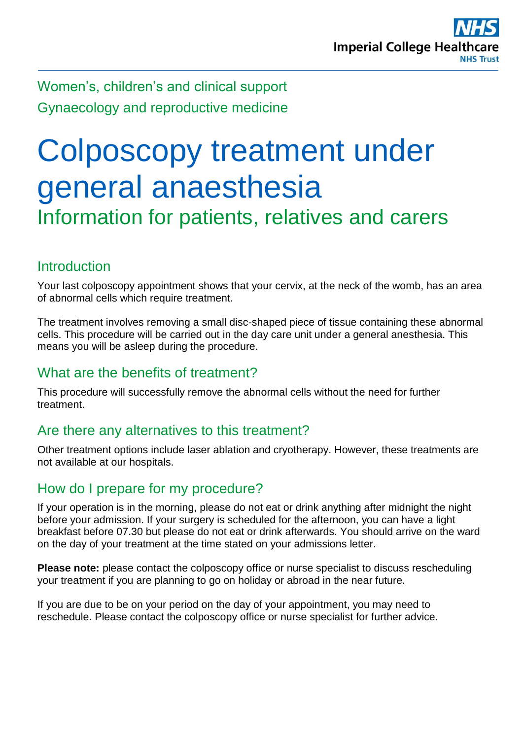Women's, children's and clinical support

Gynaecology and reproductive medicine

# Colposcopy treatment under general anaesthesia

## Information for patients, relatives and carers

### Introduction

Your last colposcopy appointment shows that your cervix, at the neck of the womb, has an area of abnormal cells which require treatment.

The treatment involves removing a small disc-shaped piece of tissue containing these abnormal cells. This procedure will be carried out in the day care unit under a general anesthesia. This means you will be asleep during the procedure.

### What are the benefits of treatment?

This procedure will successfully remove the abnormal cells without the need for further treatment.

### Are there any alternatives to this treatment?

Other treatment options include laser ablation and cryotherapy. However, these treatments are not available at our hospitals.

### How do I prepare for my procedure?

If your operation is in the morning, please do not eat or drink anything after midnight the night before your admission. If your surgery is scheduled for the afternoon, you can have a light breakfast before 07.30 but please do not eat or drink afterwards. You should arrive on the ward on the day of your treatment at the time stated on your admissions letter.

**Please note:** please contact the colposcopy office or nurse specialist to discuss rescheduling your treatment if you are planning to go on holiday or abroad in the near future.

If you are due to be on your period on the day of your appointment, you may need to reschedule. Please contact the colposcopy office or nurse specialist for further advice.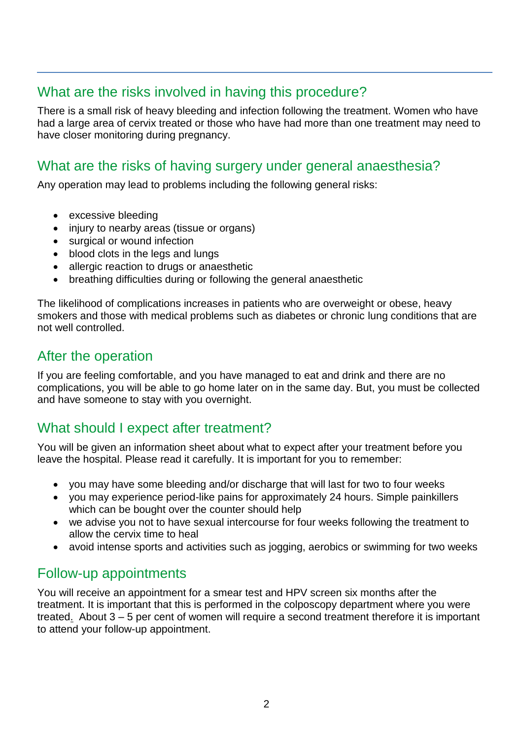## What are the risks involved in having this procedure?

There is a small risk of heavy bleeding and infection following the treatment. Women who have had a large area of cervix treated or those who have had more than one treatment may need to have closer monitoring during pregnancy.

## What are the risks of having surgery under general anaesthesia?

Any operation may lead to problems including the following general risks:

- excessive bleeding
- injury to nearby areas (tissue or organs)
- surgical or wound infection
- blood clots in the legs and lungs
- allergic reaction to drugs or anaesthetic
- breathing difficulties during or following the general anaesthetic

The likelihood of complications increases in patients who are overweight or obese, heavy smokers and those with medical problems such as diabetes or chronic lung conditions that are not well controlled.

## After the operation

If you are feeling comfortable, and you have managed to eat and drink and there are no complications, you will be able to go home later on in the same day. But, you must be collected and have someone to stay with you overnight.

## What should I expect after treatment?

You will be given an information sheet about what to expect after your treatment before you leave the hospital. Please read it carefully. It is important for you to remember:

- you may have some bleeding and/or discharge that will last for two to four weeks
- you may experience period-like pains for approximately 24 hours. Simple painkillers which can be bought over the counter should help
- we advise you not to have sexual intercourse for four weeks following the treatment to allow the cervix time to heal
- avoid intense sports and activities such as jogging, aerobics or swimming for two weeks

## Follow-up appointments

You will receive an appointment for a smear test and HPV screen six months after the treatment. It is important that this is performed in the colposcopy department where you were treated. About 3 – 5 per cent of women will require a second treatment therefore it is important to attend your follow-up appointment.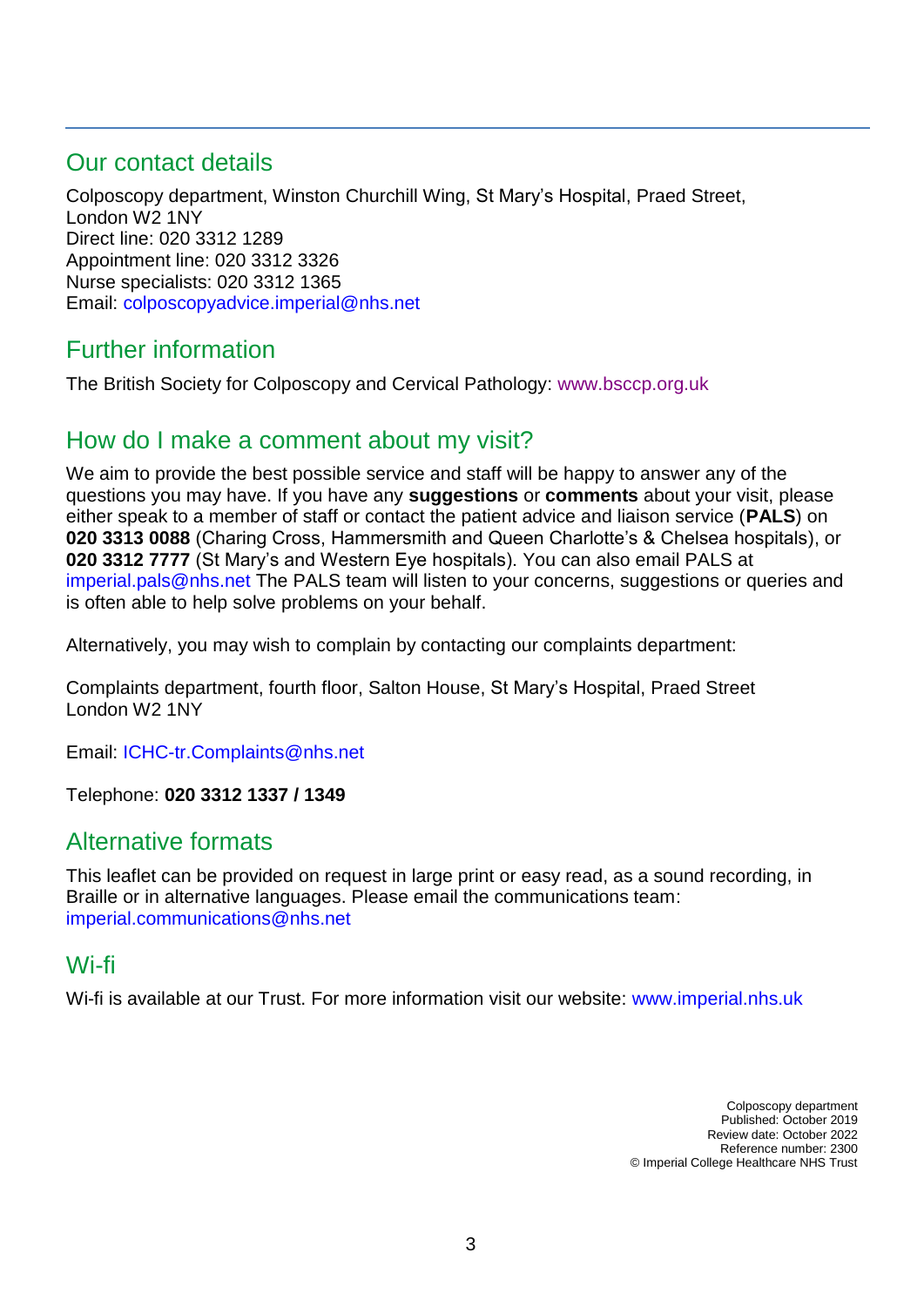## Our contact details

Colposcopy department, Winston Churchill Wing, St Mary's Hospital, Praed Street, London W2 1NY
Direct line: 020 3312 1289
Appointment line: 020 3312 3326
Nurse specialists: 020 3312 1365
Email: colposcopyadvice.imperial@nhs.net

## Further information

The British Society for Colposcopy and Cervical Pathology: www.bsccp.org.uk

## How do I make a comment about my visit?

We aim to provide the best possible service and staff will be happy to answer any of the questions you may have. If you have any **suggestions** or **comments** about your visit, please either speak to a member of staff or contact the patient advice and liaison service (**PALS**) on **020 3313 0088** (Charing Cross, Hammersmith and Queen Charlotte's & Chelsea hospitals), or **020 3312 7777** (St Mary's and Western Eye hospitals). You can also email PALS at imperial.pals@nhs.net The PALS team will listen to your concerns, suggestions or queries and is often able to help solve problems on your behalf.

Alternatively, you may wish to complain by contacting our complaints department:

Complaints department, fourth floor, Salton House, St Mary's Hospital, Praed Street London W2 1NY

Email: ICHC-tr.Complaints@nhs.net

Telephone: **020 3312 1337 / 1349**

## Alternative formats

This leaflet can be provided on request in large print or easy read, as a sound recording, in Braille or in alternative languages. Please email the communications team: imperial.communications@nhs.net

## Wi-fi

Wi-fi is available at our Trust. For more information visit our website: www.imperial.nhs.uk

Colposcopy department
Published: October 2019
Review date: October 2022
Reference number: 2300
© Imperial College Healthcare NHS Trust